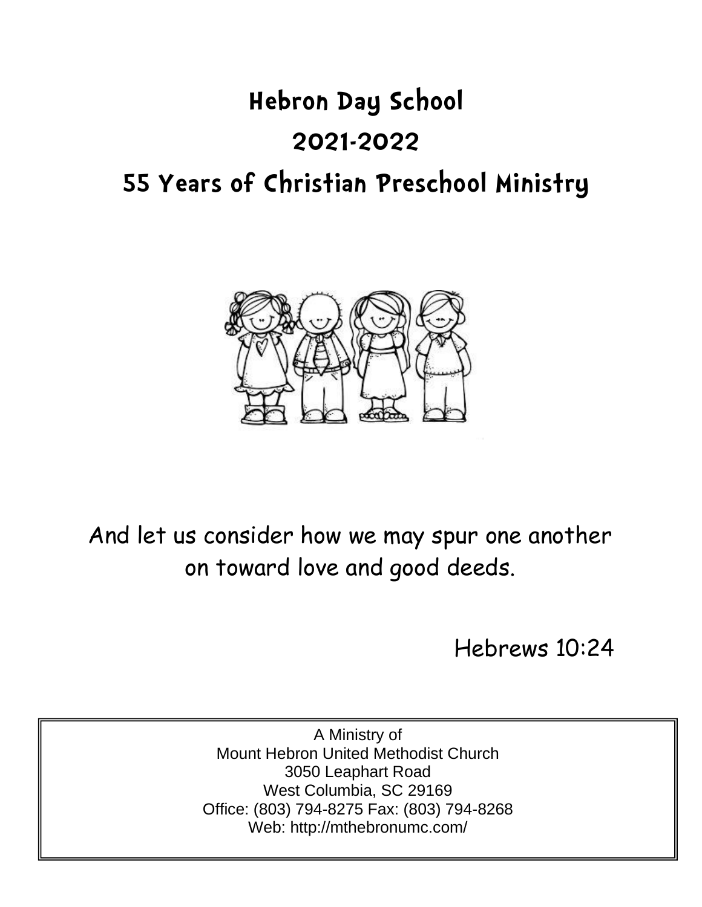# Hebron Day School

# 2021-2022

# 55 Years of Christian Preschool Ministry

And let us consider how we may spur one another on toward love and good deeds.

Hebrews 10:24

A Ministry of
Mount Hebron United Methodist Church
3050 Leaphart Road
West Columbia, SC 29169
Office: (803) 794-8275 Fax: (803) 794-8268
Web: http://mthebronumc.com/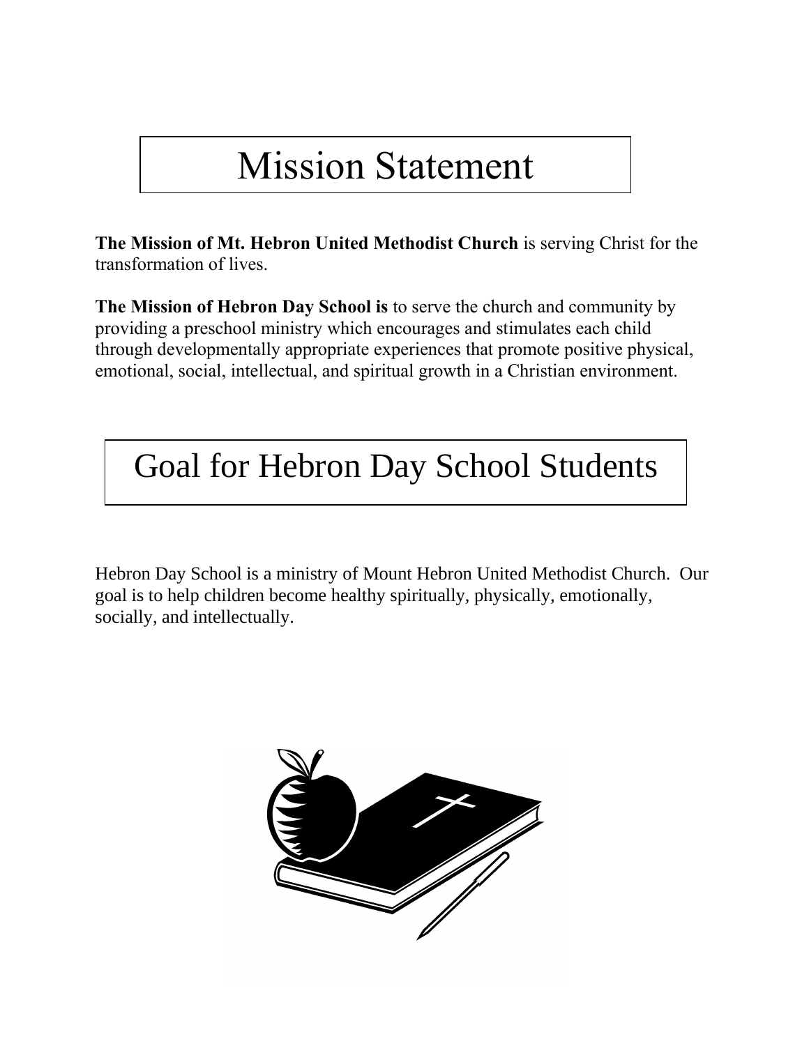# Mission Statement

**The Mission of Mt. Hebron United Methodist Church** is serving Christ for the transformation of lives.

**The Mission of Hebron Day School is** to serve the church and community by providing a preschool ministry which encourages and stimulates each child through developmentally appropriate experiences that promote positive physical, emotional, social, intellectual, and spiritual growth in a Christian environment.

# Goal for Hebron Day School Students

Hebron Day School is a ministry of Mount Hebron United Methodist Church. Our goal is to help children become healthy spiritually, physically, emotionally, socially, and intellectually.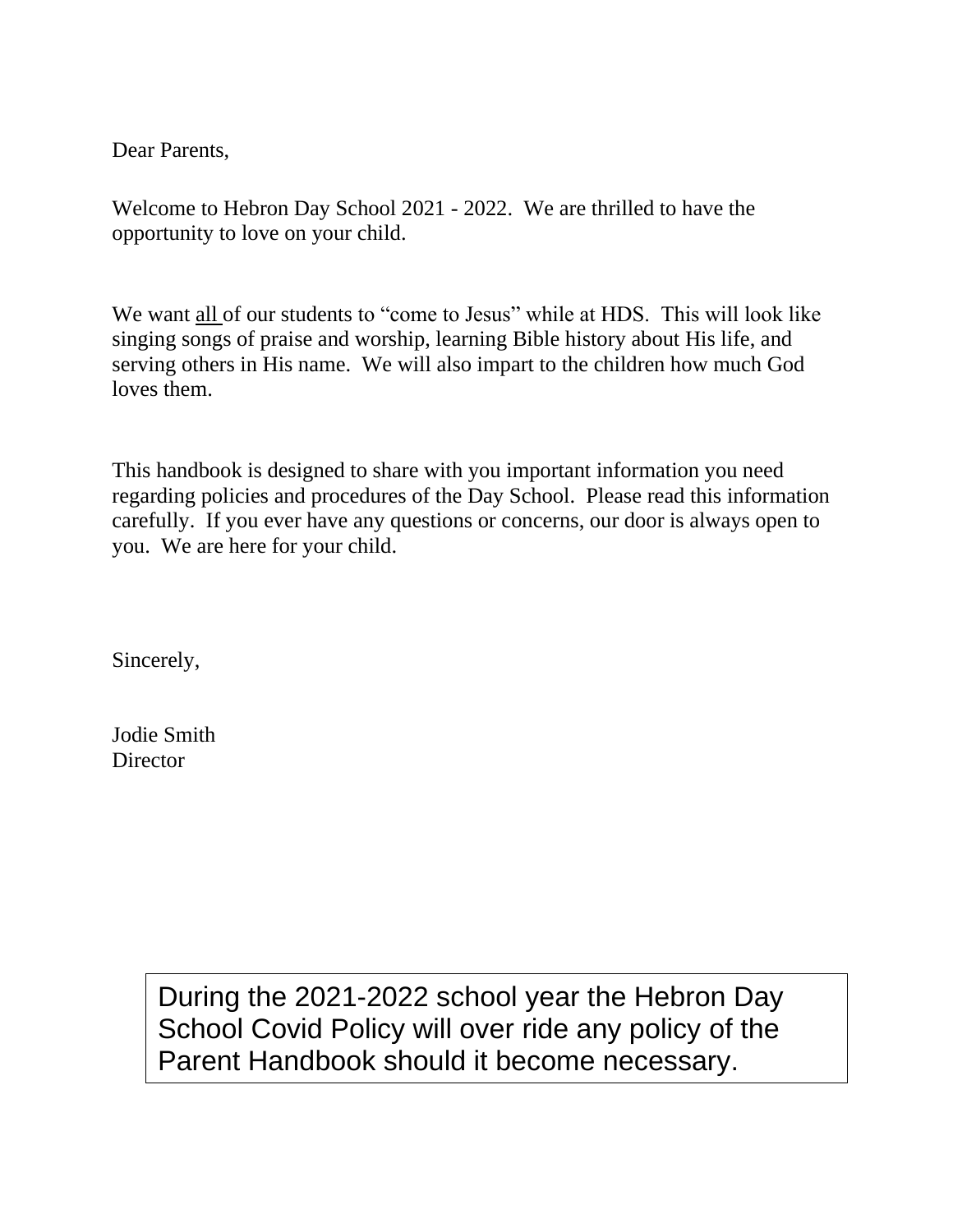Dear Parents,

Welcome to Hebron Day School 2021 - 2022. We are thrilled to have the opportunity to love on your child.

We want <u>all</u> of our students to "come to Jesus" while at HDS. This will look like singing songs of praise and worship, learning Bible history about His life, and serving others in His name. We will also impart to the children how much God loves them.

This handbook is designed to share with you important information you need regarding policies and procedures of the Day School. Please read this information carefully. If you ever have any questions or concerns, our door is always open to you. We are here for your child.

Sincerely,

Jodie Smith
Director

> During the 2021-2022 school year the Hebron Day School Covid Policy will over ride any policy of the Parent Handbook should it become necessary.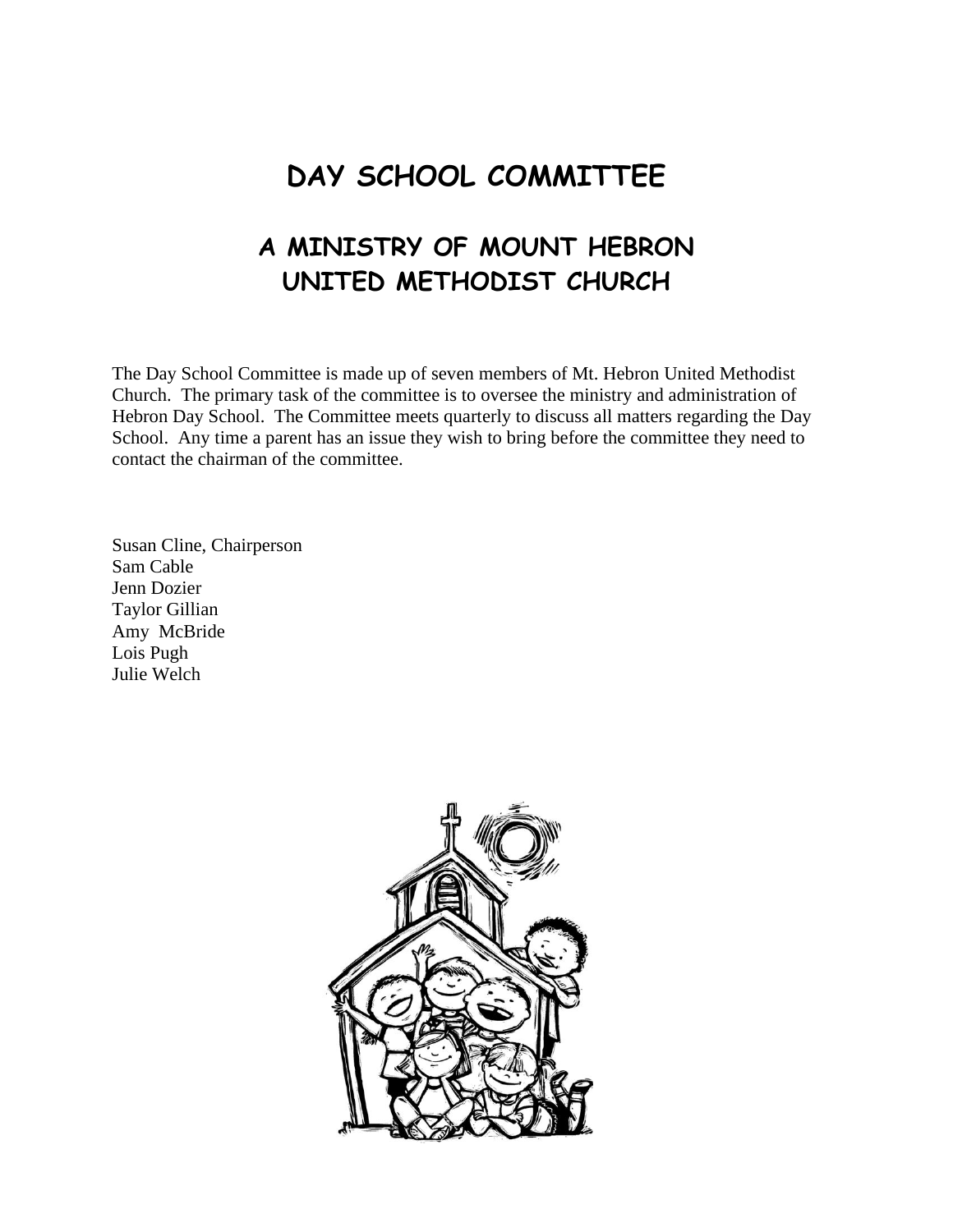# DAY SCHOOL COMMITTEE

## A MINISTRY OF MOUNT HEBRON UNITED METHODIST CHURCH

The Day School Committee is made up of seven members of Mt. Hebron United Methodist Church. The primary task of the committee is to oversee the ministry and administration of Hebron Day School. The Committee meets quarterly to discuss all matters regarding the Day School. Any time a parent has an issue they wish to bring before the committee they need to contact the chairman of the committee.

Susan Cline, Chairperson
Sam Cable
Jenn Dozier
Taylor Gillian
Amy McBride
Lois Pugh
Julie Welch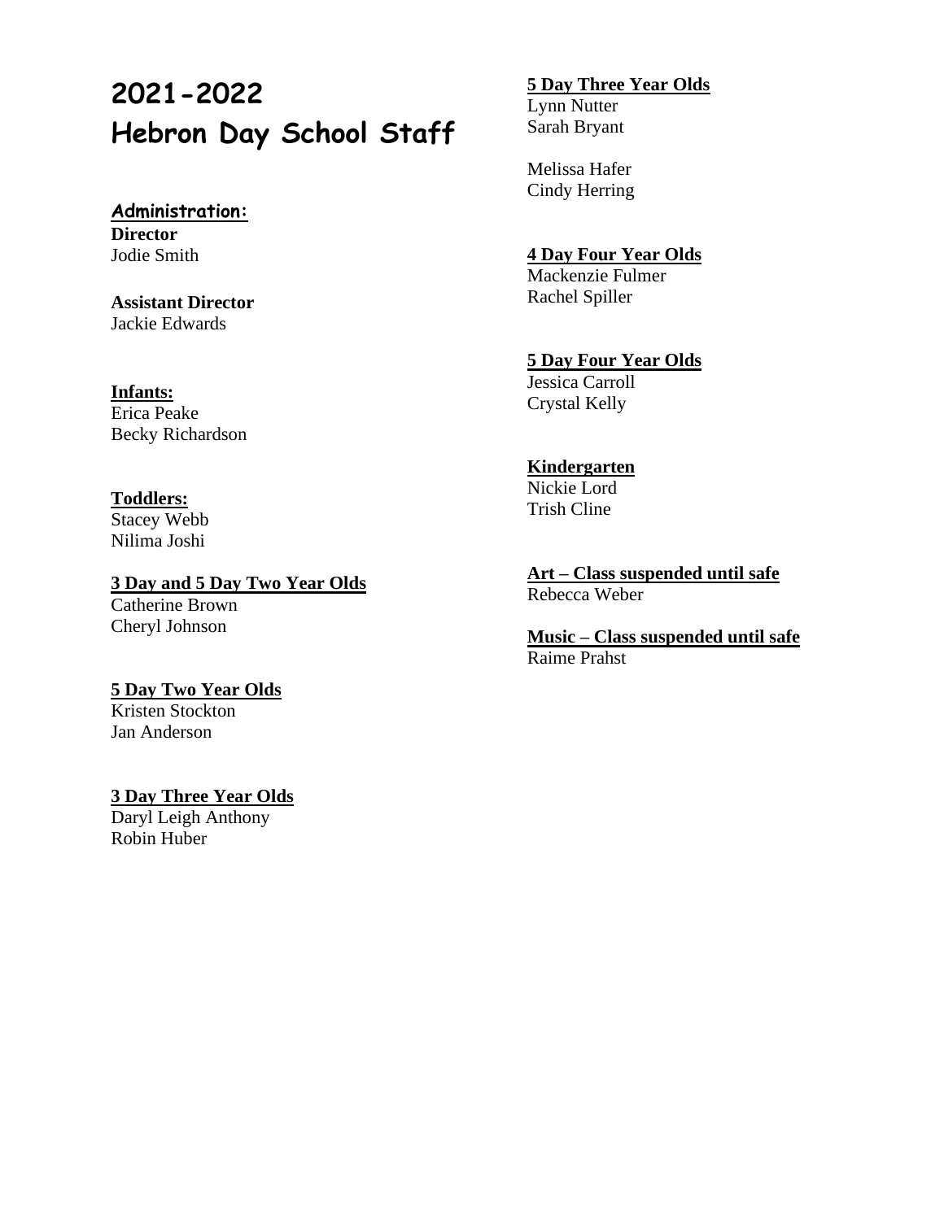# 2021-2022 Hebron Day School Staff

## Administration:

**Director**
Jodie Smith

**Assistant Director**
Jackie Edwards

**Infants:**
Erica Peake
Becky Richardson

**Toddlers:**
Stacey Webb
Nilima Joshi

**3 Day and 5 Day Two Year Olds**
Catherine Brown
Cheryl Johnson

**5 Day Two Year Olds**
Kristen Stockton
Jan Anderson

**3 Day Three Year Olds**
Daryl Leigh Anthony
Robin Huber

**5 Day Three Year Olds**
Lynn Nutter
Sarah Bryant

Melissa Hafer
Cindy Herring

**4 Day Four Year Olds**
Mackenzie Fulmer
Rachel Spiller

**5 Day Four Year Olds**
Jessica Carroll
Crystal Kelly

**Kindergarten**
Nickie Lord
Trish Cline

**Art – Class suspended until safe**
Rebecca Weber

**Music – Class suspended until safe**
Raime Prahst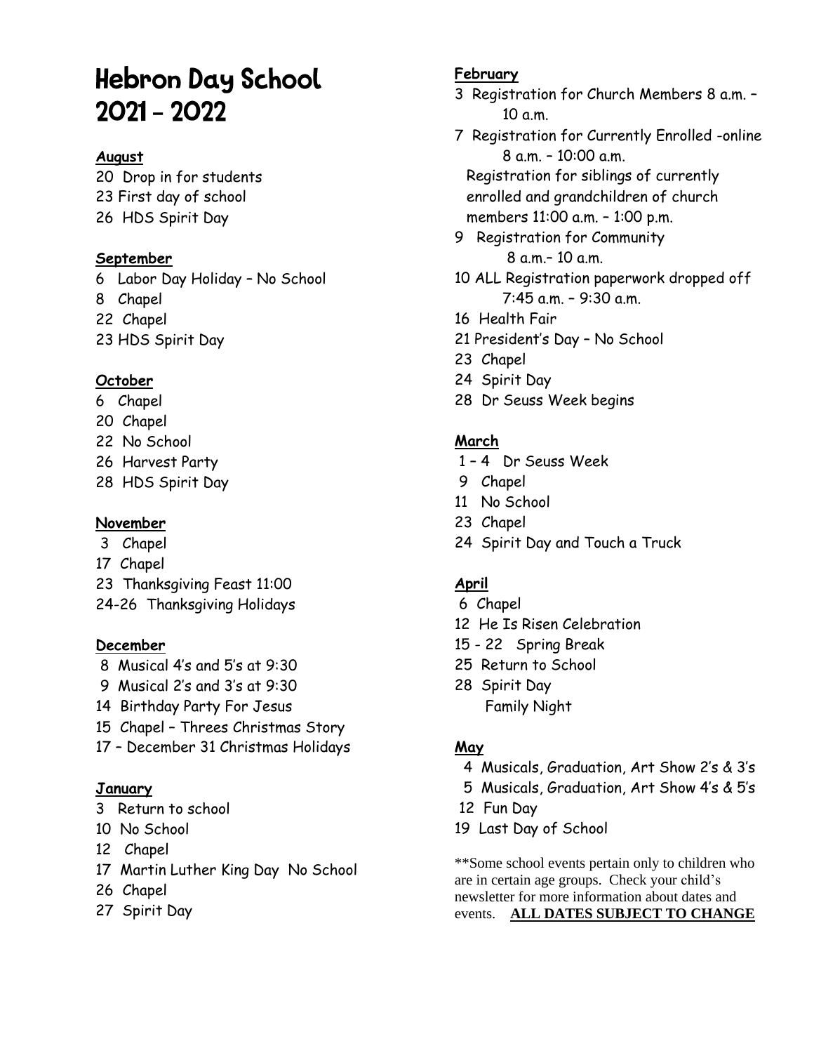# Hebron Day School 2021 – 2022

**August**

20 Drop in for students
23 First day of school
26 HDS Spirit Day

**September**

6 Labor Day Holiday – No School
8 Chapel
22 Chapel
23 HDS Spirit Day

**October**

6 Chapel
20 Chapel
22 No School
26 Harvest Party
28 HDS Spirit Day

**November**

3 Chapel
17 Chapel
23 Thanksgiving Feast 11:00
24-26 Thanksgiving Holidays

**December**

8 Musical 4's and 5's at 9:30
9 Musical 2's and 3's at 9:30
14 Birthday Party For Jesus
15 Chapel – Threes Christmas Story
17 – December 31 Christmas Holidays

**January**

3 Return to school
10 No School
12 Chapel
17 Martin Luther King Day No School
26 Chapel
27 Spirit Day

**February**

3 Registration for Church Members 8 a.m. – 10 a.m.
7 Registration for Currently Enrolled -online 8 a.m. – 10:00 a.m.
Registration for siblings of currently enrolled and grandchildren of church members 11:00 a.m. – 1:00 p.m.
9 Registration for Community 8 a.m.– 10 a.m.
10 ALL Registration paperwork dropped off 7:45 a.m. – 9:30 a.m.
16 Health Fair
21 President's Day – No School
23 Chapel
24 Spirit Day
28 Dr Seuss Week begins

**March**

1 – 4 Dr Seuss Week
9 Chapel
11 No School
23 Chapel
24 Spirit Day and Touch a Truck

**April**

6 Chapel
12 He Is Risen Celebration
15 - 22 Spring Break
25 Return to School
28 Spirit Day
Family Night

**May**

4 Musicals, Graduation, Art Show 2's & 3's
5 Musicals, Graduation, Art Show 4's & 5's
12 Fun Day
19 Last Day of School

**Some school events pertain only to children who are in certain age groups. Check your child's newsletter for more information about dates and events. **ALL DATES SUBJECT TO CHANGE**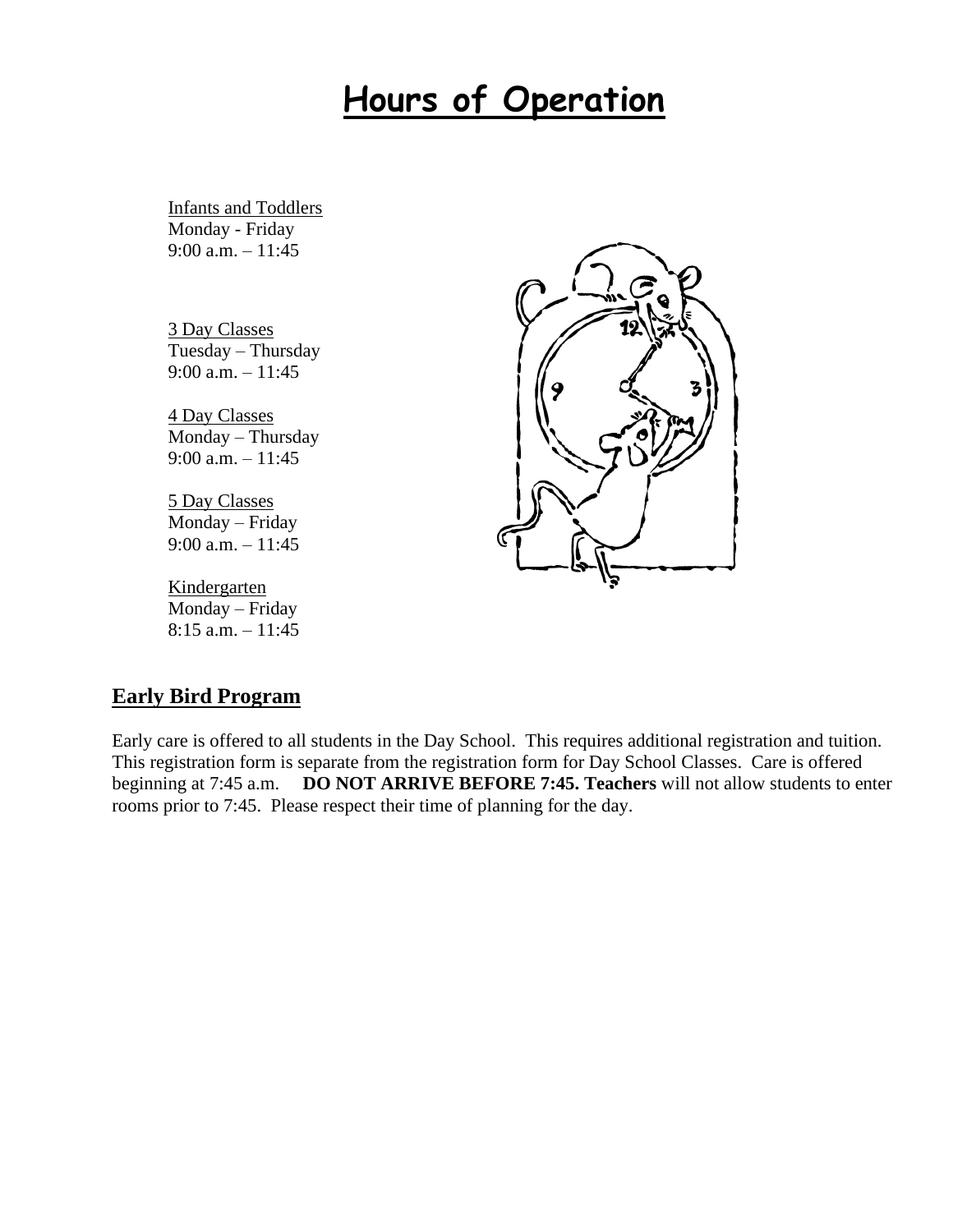# Hours of Operation

Infants and Toddlers
Monday - Friday
9:00 a.m. – 11:45

3 Day Classes
Tuesday – Thursday
9:00 a.m. – 11:45

4 Day Classes
Monday – Thursday
9:00 a.m. – 11:45

5 Day Classes
Monday – Friday
9:00 a.m. – 11:45

Kindergarten
Monday – Friday
8:15 a.m. – 11:45

## Early Bird Program

Early care is offered to all students in the Day School. This requires additional registration and tuition. This registration form is separate from the registration form for Day School Classes. Care is offered beginning at 7:45 a.m. **DO NOT ARRIVE BEFORE 7:45. Teachers** will not allow students to enter rooms prior to 7:45. Please respect their time of planning for the day.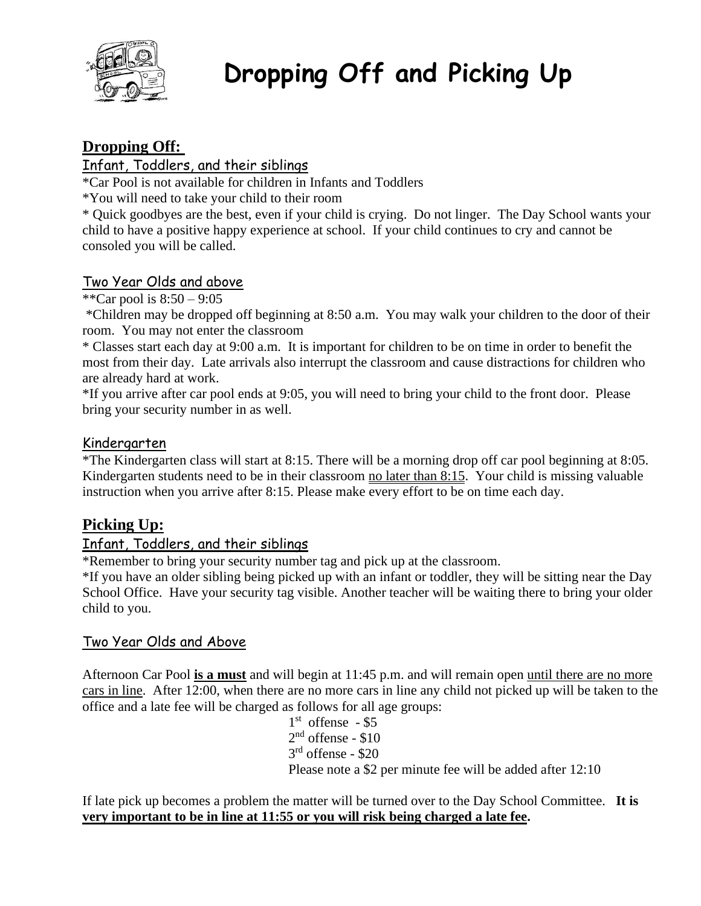# Dropping Off and Picking Up

## Dropping Off:

### Infant, Toddlers, and their siblings

*Car Pool is not available for children in Infants and Toddlers

*You will need to take your child to their room

* Quick goodbyes are the best, even if your child is crying. Do not linger. The Day School wants your child to have a positive happy experience at school. If your child continues to cry and cannot be consoled you will be called.

### Two Year Olds and above

**Car pool is 8:50 – 9:05

*Children may be dropped off beginning at 8:50 a.m. You may walk your children to the door of their room. You may not enter the classroom

* Classes start each day at 9:00 a.m. It is important for children to be on time in order to benefit the most from their day. Late arrivals also interrupt the classroom and cause distractions for children who are already hard at work.

*If you arrive after car pool ends at 9:05, you will need to bring your child to the front door. Please bring your security number in as well.

### Kindergarten

*The Kindergarten class will start at 8:15. There will be a morning drop off car pool beginning at 8:05. Kindergarten students need to be in their classroom <u>no later than 8:15</u>. Your child is missing valuable instruction when you arrive after 8:15. Please make every effort to be on time each day.

## Picking Up:

### Infant, Toddlers, and their siblings

*Remember to bring your security number tag and pick up at the classroom.

*If you have an older sibling being picked up with an infant or toddler, they will be sitting near the Day School Office. Have your security tag visible. Another teacher will be waiting there to bring your older child to you.

### Two Year Olds and Above

Afternoon Car Pool **<u>is a must</u>** and will begin at 11:45 p.m. and will remain open <u>until there are no more cars in line</u>. After 12:00, when there are no more cars in line any child not picked up will be taken to the office and a late fee will be charged as follows for all age groups:

1st offense - $5
2nd offense - $10
3rd offense - $20
Please note a $2 per minute fee will be added after 12:10

If late pick up becomes a problem the matter will be turned over to the Day School Committee. **<u>It is very important to be in line at 11:55 or you will risk being charged a late fee</u>.**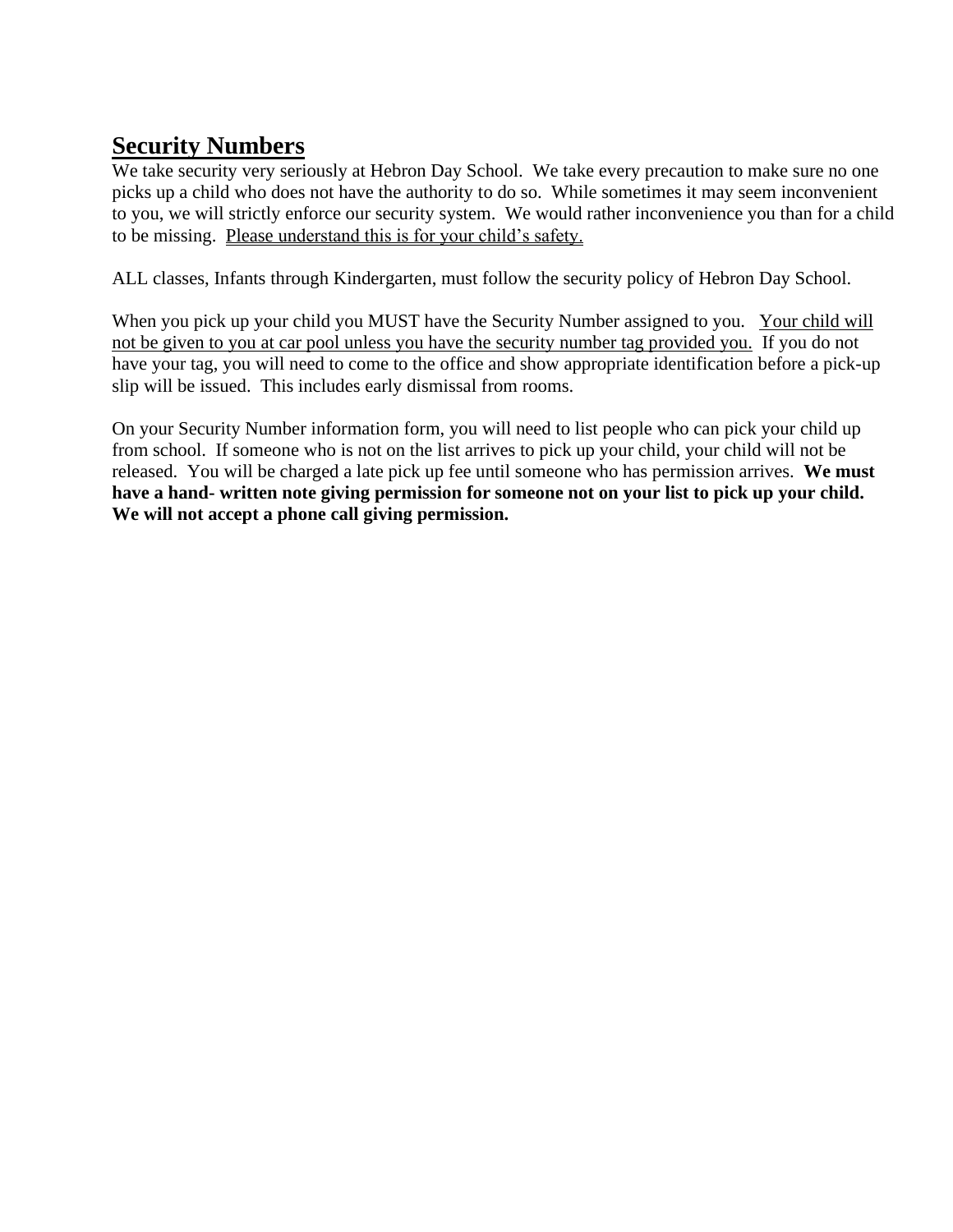## Security Numbers

We take security very seriously at Hebron Day School. We take every precaution to make sure no one picks up a child who does not have the authority to do so. While sometimes it may seem inconvenient to you, we will strictly enforce our security system. We would rather inconvenience you than for a child to be missing. <u>Please understand this is for your child's safety.</u>

ALL classes, Infants through Kindergarten, must follow the security policy of Hebron Day School.

When you pick up your child you MUST have the Security Number assigned to you. <u>Your child will not be given to you at car pool unless you have the security number tag provided you.</u> If you do not have your tag, you will need to come to the office and show appropriate identification before a pick-up slip will be issued. This includes early dismissal from rooms.

On your Security Number information form, you will need to list people who can pick your child up from school. If someone who is not on the list arrives to pick up your child, your child will not be released. You will be charged a late pick up fee until someone who has permission arrives. **We must have a hand- written note giving permission for someone not on your list to pick up your child. We will not accept a phone call giving permission.**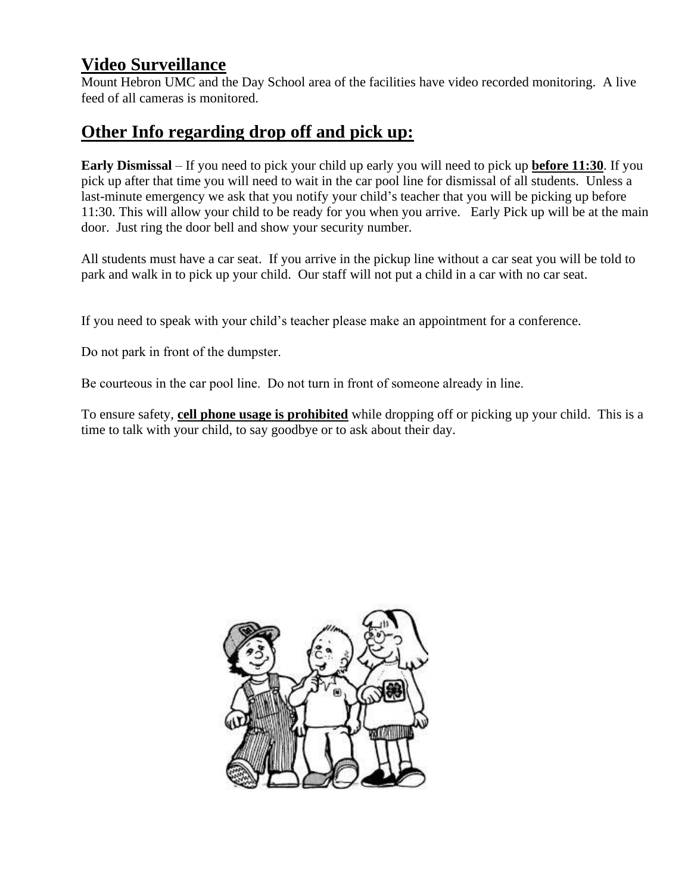## **Video Surveillance**

Mount Hebron UMC and the Day School area of the facilities have video recorded monitoring. A live feed of all cameras is monitored.

## **Other Info regarding drop off and pick up:**

**Early Dismissal** – If you need to pick your child up early you will need to pick up **before 11:30**. If you pick up after that time you will need to wait in the car pool line for dismissal of all students. Unless a last-minute emergency we ask that you notify your child's teacher that you will be picking up before 11:30. This will allow your child to be ready for you when you arrive. Early Pick up will be at the main door. Just ring the door bell and show your security number.

All students must have a car seat. If you arrive in the pickup line without a car seat you will be told to park and walk in to pick up your child. Our staff will not put a child in a car with no car seat.

If you need to speak with your child's teacher please make an appointment for a conference.

Do not park in front of the dumpster.

Be courteous in the car pool line. Do not turn in front of someone already in line.

To ensure safety, **cell phone usage is prohibited** while dropping off or picking up your child. This is a time to talk with your child, to say goodbye or to ask about their day.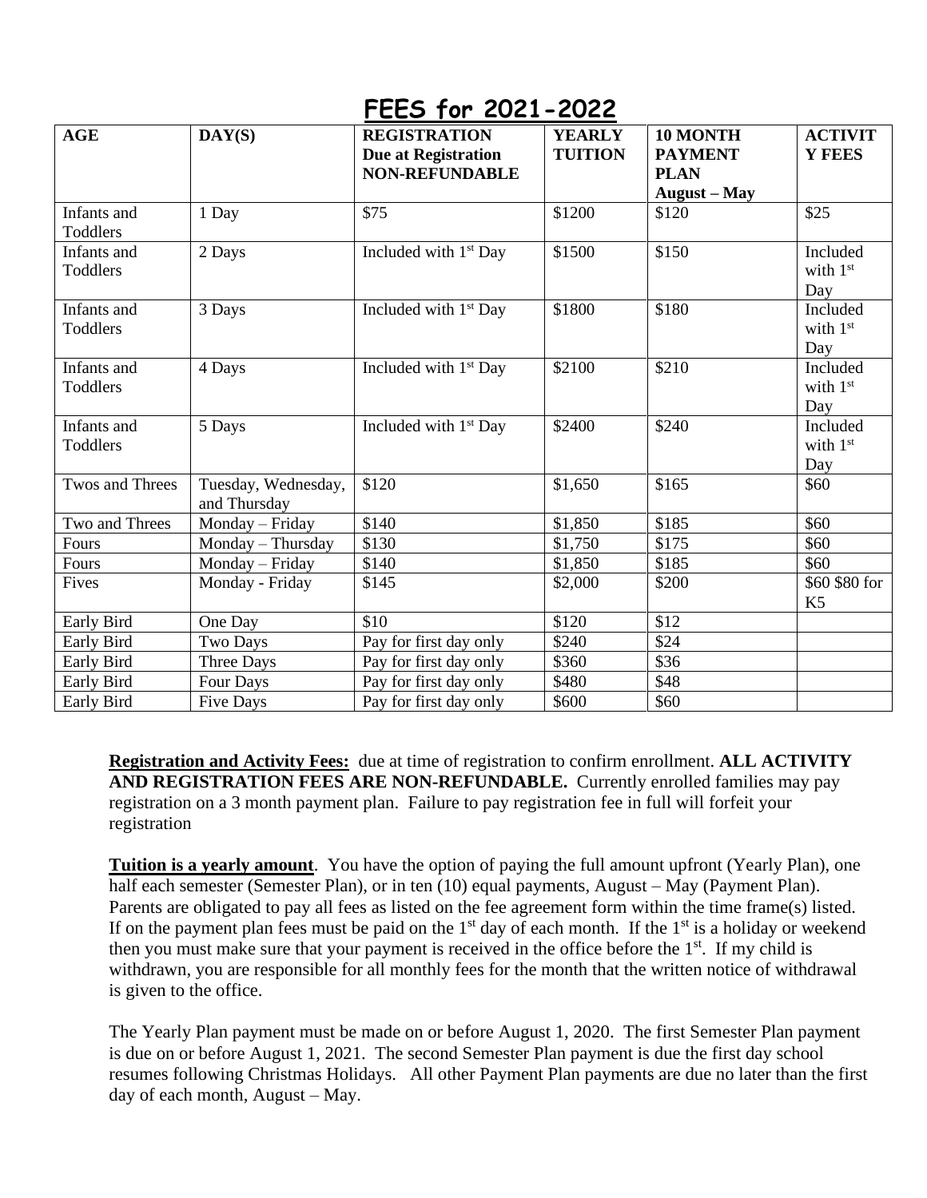# FEES for 2021-2022

| AGE | DAY(S) | REGISTRATION Due at Registration NON-REFUNDABLE | YEARLY TUITION | 10 MONTH PAYMENT PLAN August – May | ACTIVITY FEES |
|---|---|---|---|---|---|
| Infants and Toddlers | 1 Day | $75 | $1200 | $120 | $25 |
| Infants and Toddlers | 2 Days | Included with 1st Day | $1500 | $150 | Included with 1st Day |
| Infants and Toddlers | 3 Days | Included with 1st Day | $1800 | $180 | Included with 1st Day |
| Infants and Toddlers | 4 Days | Included with 1st Day | $2100 | $210 | Included with 1st Day |
| Infants and Toddlers | 5 Days | Included with 1st Day | $2400 | $240 | Included with 1st Day |
| Twos and Threes | Tuesday, Wednesday, and Thursday | $120 | $1,650 | $165 | $60 |
| Two and Threes | Monday – Friday | $140 | $1,850 | $185 | $60 |
| Fours | Monday – Thursday | $130 | $1,750 | $175 | $60 |
| Fours | Monday – Friday | $140 | $1,850 | $185 | $60 |
| Fives | Monday - Friday | $145 | $2,000 | $200 | $60 $80 for K5 |
| Early Bird | One Day | $10 | $120 | $12 | |
| Early Bird | Two Days | Pay for first day only | $240 | $24 | |
| Early Bird | Three Days | Pay for first day only | $360 | $36 | |
| Early Bird | Four Days | Pay for first day only | $480 | $48 | |
| Early Bird | Five Days | Pay for first day only | $600 | $60 | |

**Registration and Activity Fees:** due at time of registration to confirm enrollment. **ALL ACTIVITY AND REGISTRATION FEES ARE NON-REFUNDABLE.** Currently enrolled families may pay registration on a 3 month payment plan. Failure to pay registration fee in full will forfeit your registration

**Tuition is a yearly amount**. You have the option of paying the full amount upfront (Yearly Plan), one half each semester (Semester Plan), or in ten (10) equal payments, August – May (Payment Plan). Parents are obligated to pay all fees as listed on the fee agreement form within the time frame(s) listed. If on the payment plan fees must be paid on the 1st day of each month. If the 1st is a holiday or weekend then you must make sure that your payment is received in the office before the 1st. If my child is withdrawn, you are responsible for all monthly fees for the month that the written notice of withdrawal is given to the office.

The Yearly Plan payment must be made on or before August 1, 2020. The first Semester Plan payment is due on or before August 1, 2021. The second Semester Plan payment is due the first day school resumes following Christmas Holidays. All other Payment Plan payments are due no later than the first day of each month, August – May.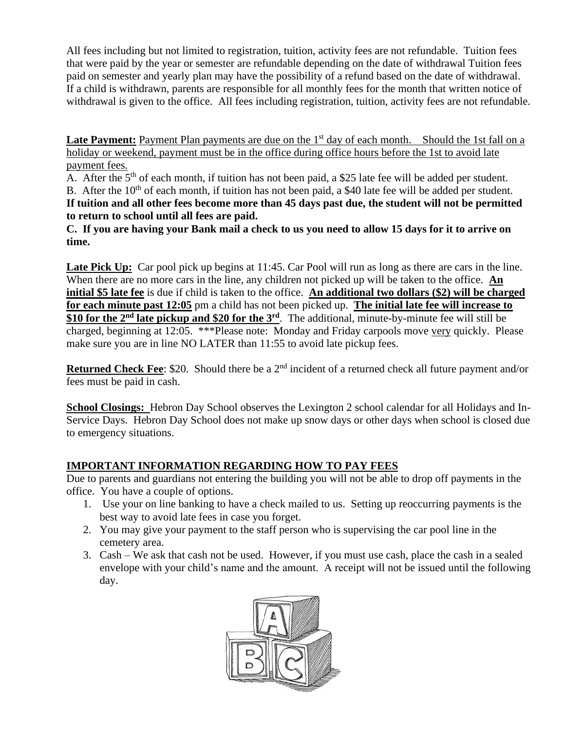All fees including but not limited to registration, tuition, activity fees are not refundable. Tuition fees that were paid by the year or semester are refundable depending on the date of withdrawal Tuition fees paid on semester and yearly plan may have the possibility of a refund based on the date of withdrawal. If a child is withdrawn, parents are responsible for all monthly fees for the month that written notice of withdrawal is given to the office. All fees including registration, tuition, activity fees are not refundable.

**Late Payment:** Payment Plan payments are due on the 1st day of each month. Should the 1st fall on a holiday or weekend, payment must be in the office during office hours before the 1st to avoid late payment fees.

A. After the 5th of each month, if tuition has not been paid, a $25 late fee will be added per student.
B. After the 10th of each month, if tuition has not been paid, a $40 late fee will be added per student.
**If tuition and all other fees become more than 45 days past due, the student will not be permitted to return to school until all fees are paid.**
**C. If you are having your Bank mail a check to us you need to allow 15 days for it to arrive on time.**

**Late Pick Up:** Car pool pick up begins at 11:45. Car Pool will run as long as there are cars in the line. When there are no more cars in the line, any children not picked up will be taken to the office. **An initial $5 late fee** is due if child is taken to the office. **An additional two dollars ($2) will be charged for each minute past 12:05** pm a child has not been picked up. **The initial late fee will increase to $10 for the 2nd late pickup and $20 for the 3rd**. The additional, minute-by-minute fee will still be charged, beginning at 12:05. ***Please note: Monday and Friday carpools move very quickly. Please make sure you are in line NO LATER than 11:55 to avoid late pickup fees.

**Returned Check Fee**: $20. Should there be a 2nd incident of a returned check all future payment and/or fees must be paid in cash.

**School Closings:** Hebron Day School observes the Lexington 2 school calendar for all Holidays and In-Service Days. Hebron Day School does not make up snow days or other days when school is closed due to emergency situations.

## IMPORTANT INFORMATION REGARDING HOW TO PAY FEES

Due to parents and guardians not entering the building you will not be able to drop off payments in the office. You have a couple of options.

1. Use your on line banking to have a check mailed to us. Setting up reoccurring payments is the best way to avoid late fees in case you forget.
2. You may give your payment to the staff person who is supervising the car pool line in the cemetery area.
3. Cash – We ask that cash not be used. However, if you must use cash, place the cash in a sealed envelope with your child's name and the amount. A receipt will not be issued until the following day.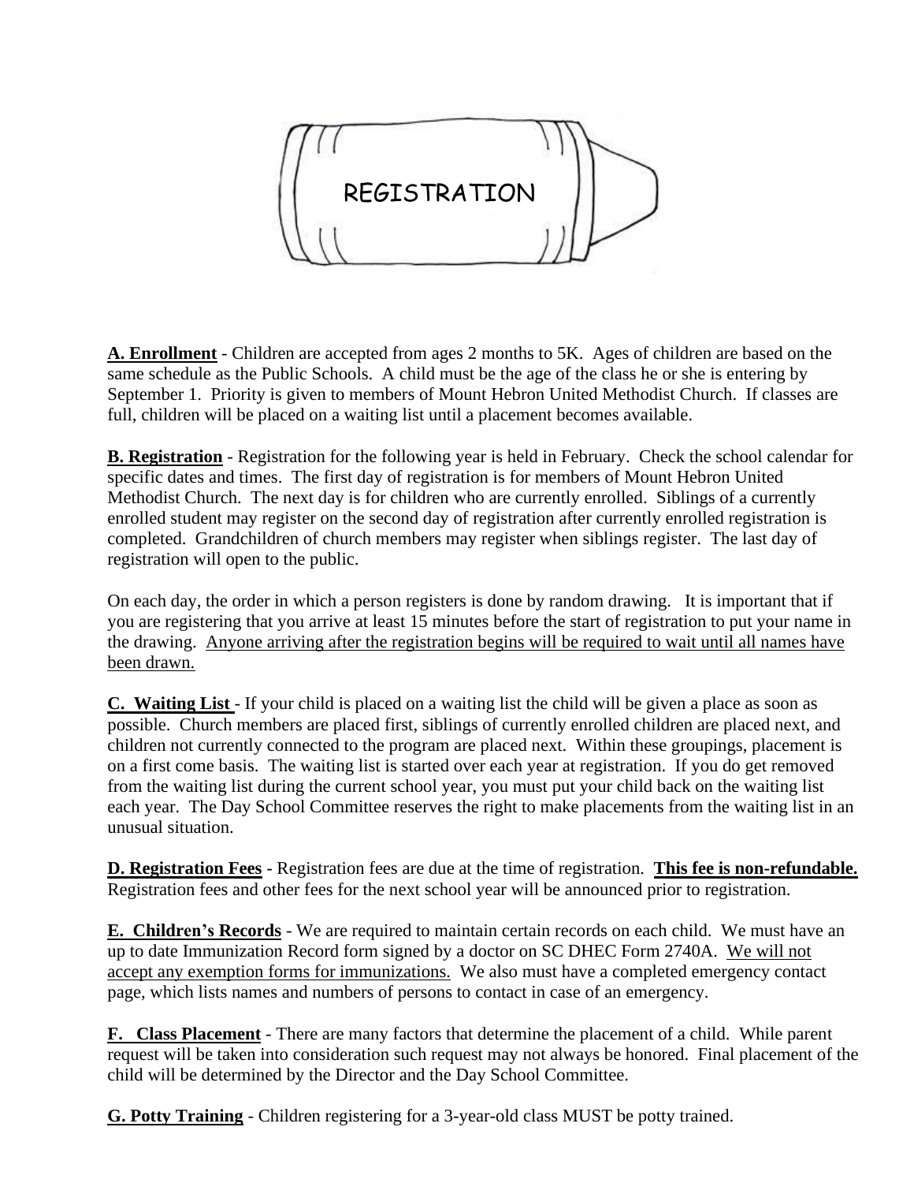# REGISTRATION

**A. Enrollment** - Children are accepted from ages 2 months to 5K. Ages of children are based on the same schedule as the Public Schools. A child must be the age of the class he or she is entering by September 1. Priority is given to members of Mount Hebron United Methodist Church. If classes are full, children will be placed on a waiting list until a placement becomes available.

**B. Registration** - Registration for the following year is held in February. Check the school calendar for specific dates and times. The first day of registration is for members of Mount Hebron United Methodist Church. The next day is for children who are currently enrolled. Siblings of a currently enrolled student may register on the second day of registration after currently enrolled registration is completed. Grandchildren of church members may register when siblings register. The last day of registration will open to the public.

On each day, the order in which a person registers is done by random drawing. It is important that if you are registering that you arrive at least 15 minutes before the start of registration to put your name in the drawing. Anyone arriving after the registration begins will be required to wait until all names have been drawn.

**C. Waiting List** - If your child is placed on a waiting list the child will be given a place as soon as possible. Church members are placed first, siblings of currently enrolled children are placed next, and children not currently connected to the program are placed next. Within these groupings, placement is on a first come basis. The waiting list is started over each year at registration. If you do get removed from the waiting list during the current school year, you must put your child back on the waiting list each year. The Day School Committee reserves the right to make placements from the waiting list in an unusual situation.

**D. Registration Fees** - Registration fees are due at the time of registration. **This fee is non-refundable.** Registration fees and other fees for the next school year will be announced prior to registration.

**E. Children's Records** - We are required to maintain certain records on each child. We must have an up to date Immunization Record form signed by a doctor on SC DHEC Form 2740A. We will not accept any exemption forms for immunizations. We also must have a completed emergency contact page, which lists names and numbers of persons to contact in case of an emergency.

**F. Class Placement** - There are many factors that determine the placement of a child. While parent request will be taken into consideration such request may not always be honored. Final placement of the child will be determined by the Director and the Day School Committee.

**G. Potty Training** - Children registering for a 3-year-old class MUST be potty trained.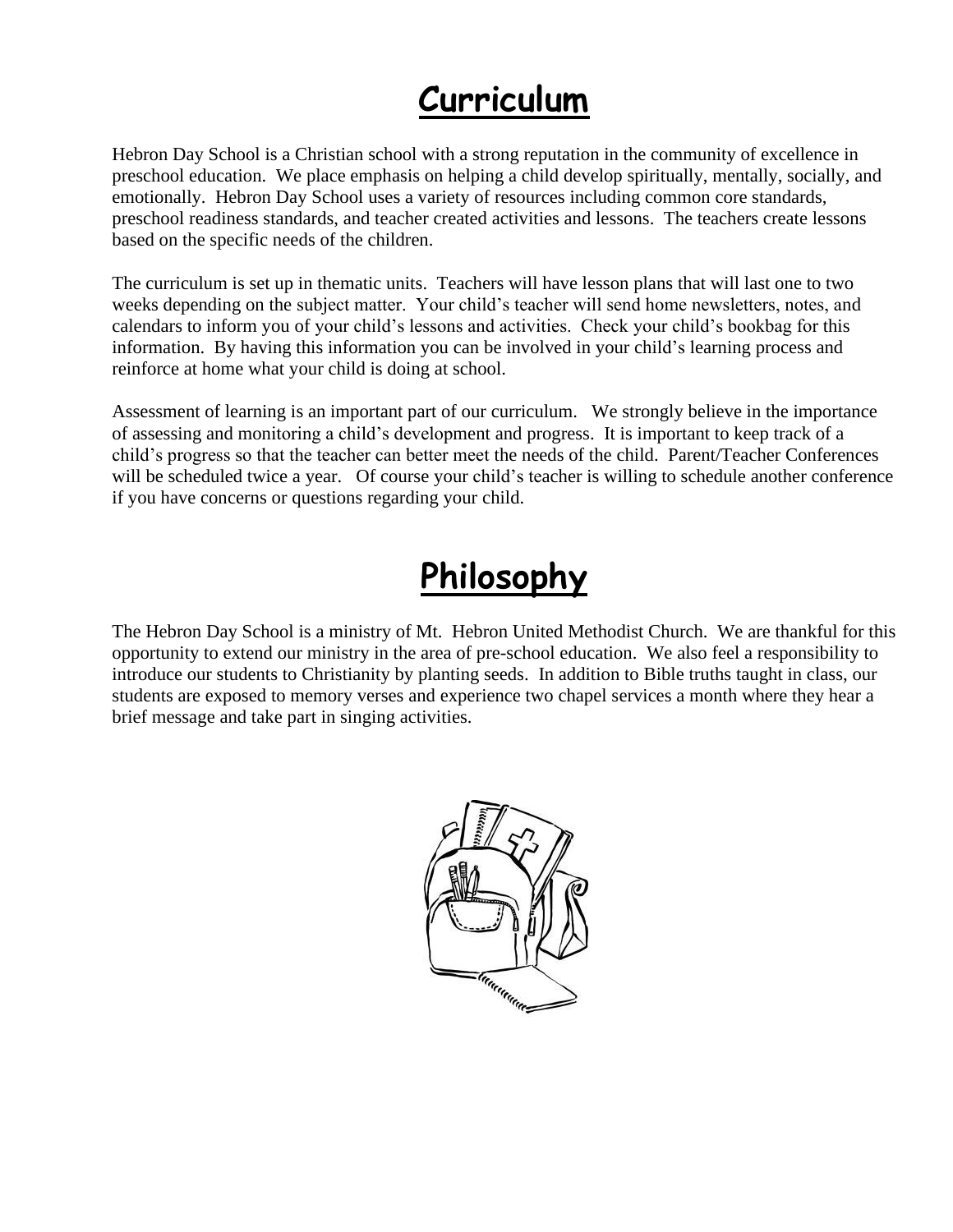# Curriculum

Hebron Day School is a Christian school with a strong reputation in the community of excellence in preschool education. We place emphasis on helping a child develop spiritually, mentally, socially, and emotionally. Hebron Day School uses a variety of resources including common core standards, preschool readiness standards, and teacher created activities and lessons. The teachers create lessons based on the specific needs of the children.

The curriculum is set up in thematic units. Teachers will have lesson plans that will last one to two weeks depending on the subject matter. Your child's teacher will send home newsletters, notes, and calendars to inform you of your child's lessons and activities. Check your child's bookbag for this information. By having this information you can be involved in your child's learning process and reinforce at home what your child is doing at school.

Assessment of learning is an important part of our curriculum. We strongly believe in the importance of assessing and monitoring a child's development and progress. It is important to keep track of a child's progress so that the teacher can better meet the needs of the child. Parent/Teacher Conferences will be scheduled twice a year. Of course your child's teacher is willing to schedule another conference if you have concerns or questions regarding your child.

# Philosophy

The Hebron Day School is a ministry of Mt. Hebron United Methodist Church. We are thankful for this opportunity to extend our ministry in the area of pre-school education. We also feel a responsibility to introduce our students to Christianity by planting seeds. In addition to Bible truths taught in class, our students are exposed to memory verses and experience two chapel services a month where they hear a brief message and take part in singing activities.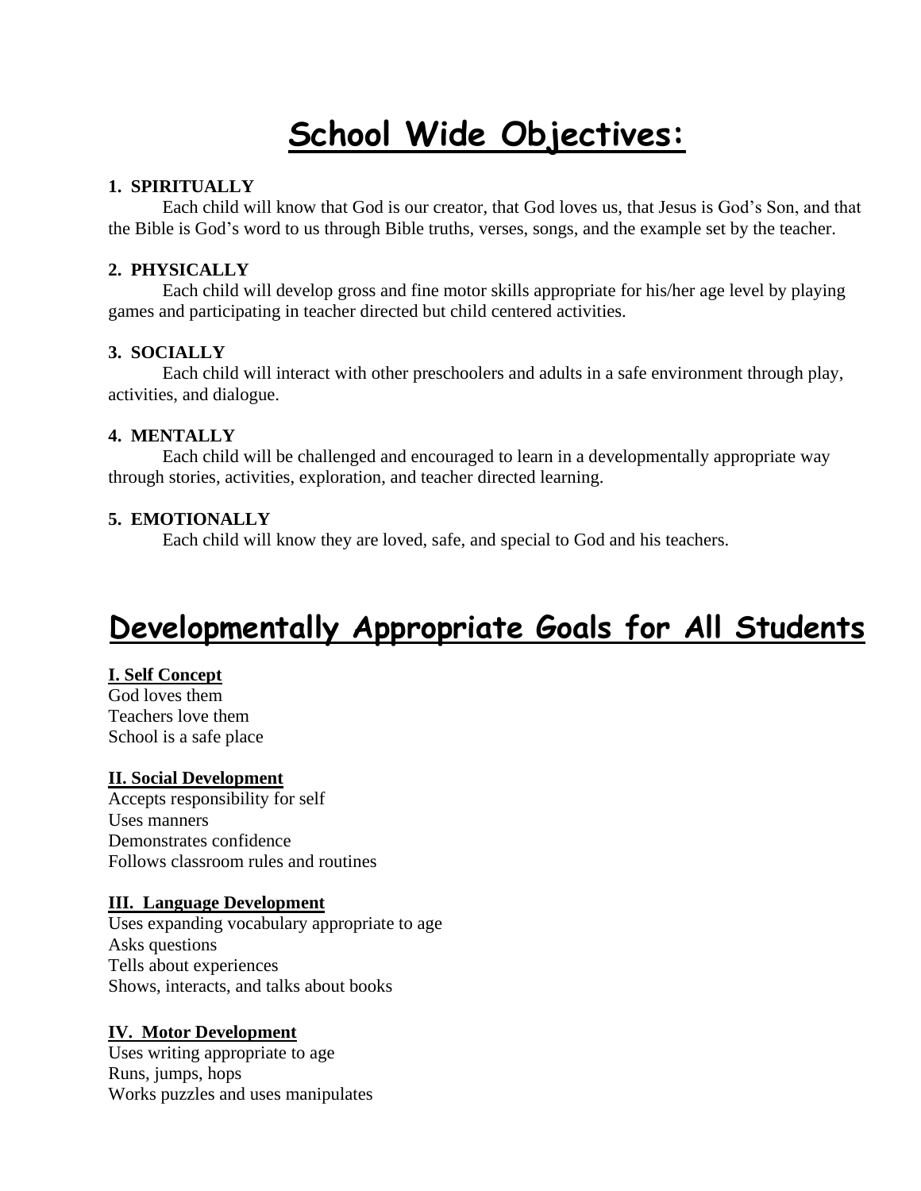# School Wide Objectives:

**1. SPIRITUALLY**

Each child will know that God is our creator, that God loves us, that Jesus is God's Son, and that the Bible is God's word to us through Bible truths, verses, songs, and the example set by the teacher.

**2. PHYSICALLY**

Each child will develop gross and fine motor skills appropriate for his/her age level by playing games and participating in teacher directed but child centered activities.

**3. SOCIALLY**

Each child will interact with other preschoolers and adults in a safe environment through play, activities, and dialogue.

**4. MENTALLY**

Each child will be challenged and encouraged to learn in a developmentally appropriate way through stories, activities, exploration, and teacher directed learning.

**5. EMOTIONALLY**

Each child will know they are loved, safe, and special to God and his teachers.

# Developmentally Appropriate Goals for All Students

**I. Self Concept**

God loves them
Teachers love them
School is a safe place

**II. Social Development**

Accepts responsibility for self
Uses manners
Demonstrates confidence
Follows classroom rules and routines

**III. Language Development**

Uses expanding vocabulary appropriate to age
Asks questions
Tells about experiences
Shows, interacts, and talks about books

**IV. Motor Development**

Uses writing appropriate to age
Runs, jumps, hops
Works puzzles and uses manipulates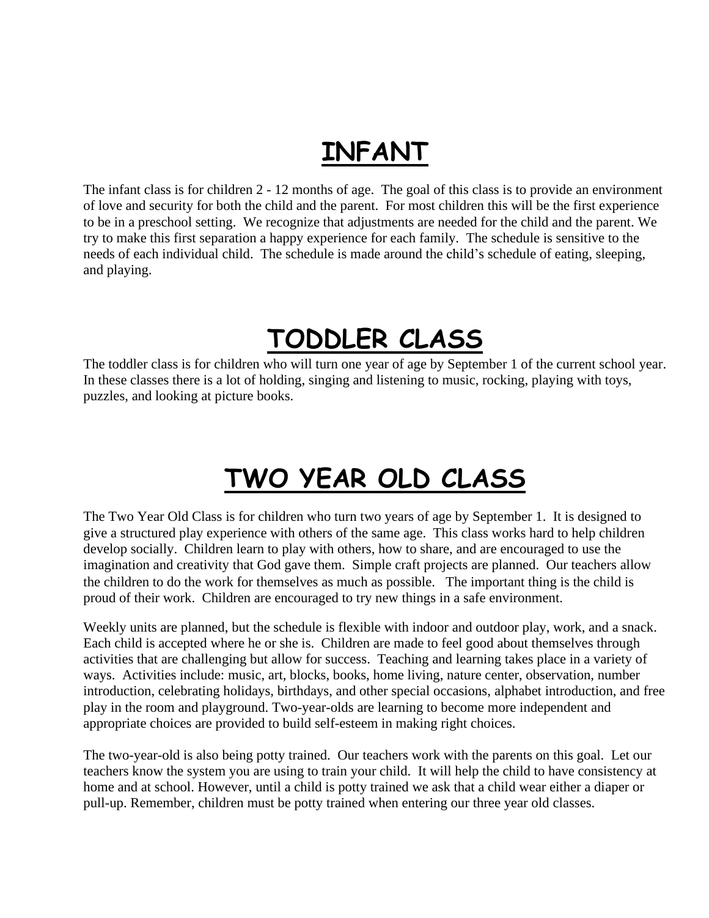# INFANT

The infant class is for children 2 - 12 months of age. The goal of this class is to provide an environment of love and security for both the child and the parent. For most children this will be the first experience to be in a preschool setting. We recognize that adjustments are needed for the child and the parent. We try to make this first separation a happy experience for each family. The schedule is sensitive to the needs of each individual child. The schedule is made around the child's schedule of eating, sleeping, and playing.

# TODDLER CLASS

The toddler class is for children who will turn one year of age by September 1 of the current school year. In these classes there is a lot of holding, singing and listening to music, rocking, playing with toys, puzzles, and looking at picture books.

# TWO YEAR OLD CLASS

The Two Year Old Class is for children who turn two years of age by September 1. It is designed to give a structured play experience with others of the same age. This class works hard to help children develop socially. Children learn to play with others, how to share, and are encouraged to use the imagination and creativity that God gave them. Simple craft projects are planned. Our teachers allow the children to do the work for themselves as much as possible. The important thing is the child is proud of their work. Children are encouraged to try new things in a safe environment.

Weekly units are planned, but the schedule is flexible with indoor and outdoor play, work, and a snack. Each child is accepted where he or she is. Children are made to feel good about themselves through activities that are challenging but allow for success. Teaching and learning takes place in a variety of ways. Activities include: music, art, blocks, books, home living, nature center, observation, number introduction, celebrating holidays, birthdays, and other special occasions, alphabet introduction, and free play in the room and playground. Two-year-olds are learning to become more independent and appropriate choices are provided to build self-esteem in making right choices.

The two-year-old is also being potty trained. Our teachers work with the parents on this goal. Let our teachers know the system you are using to train your child. It will help the child to have consistency at home and at school. However, until a child is potty trained we ask that a child wear either a diaper or pull-up. Remember, children must be potty trained when entering our three year old classes.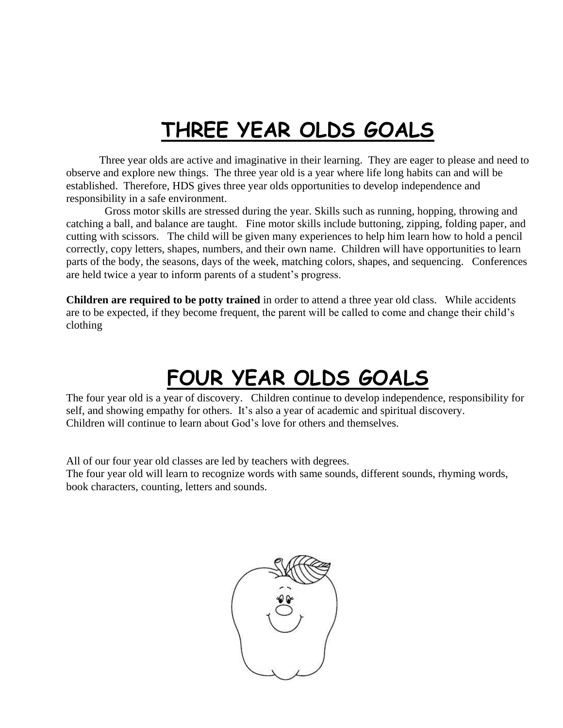# THREE YEAR OLDS GOALS

Three year olds are active and imaginative in their learning. They are eager to please and need to observe and explore new things. The three year old is a year where life long habits can and will be established. Therefore, HDS gives three year olds opportunities to develop independence and responsibility in a safe environment.

Gross motor skills are stressed during the year. Skills such as running, hopping, throwing and catching a ball, and balance are taught. Fine motor skills include buttoning, zipping, folding paper, and cutting with scissors. The child will be given many experiences to help him learn how to hold a pencil correctly, copy letters, shapes, numbers, and their own name. Children will have opportunities to learn parts of the body, the seasons, days of the week, matching colors, shapes, and sequencing. Conferences are held twice a year to inform parents of a student's progress.

**Children are required to be potty trained** in order to attend a three year old class. While accidents are to be expected, if they become frequent, the parent will be called to come and change their child's clothing

# FOUR YEAR OLDS GOALS

The four year old is a year of discovery. Children continue to develop independence, responsibility for self, and showing empathy for others. It's also a year of academic and spiritual discovery. Children will continue to learn about God's love for others and themselves.

All of our four year old classes are led by teachers with degrees.
The four year old will learn to recognize words with same sounds, different sounds, rhyming words, book characters, counting, letters and sounds.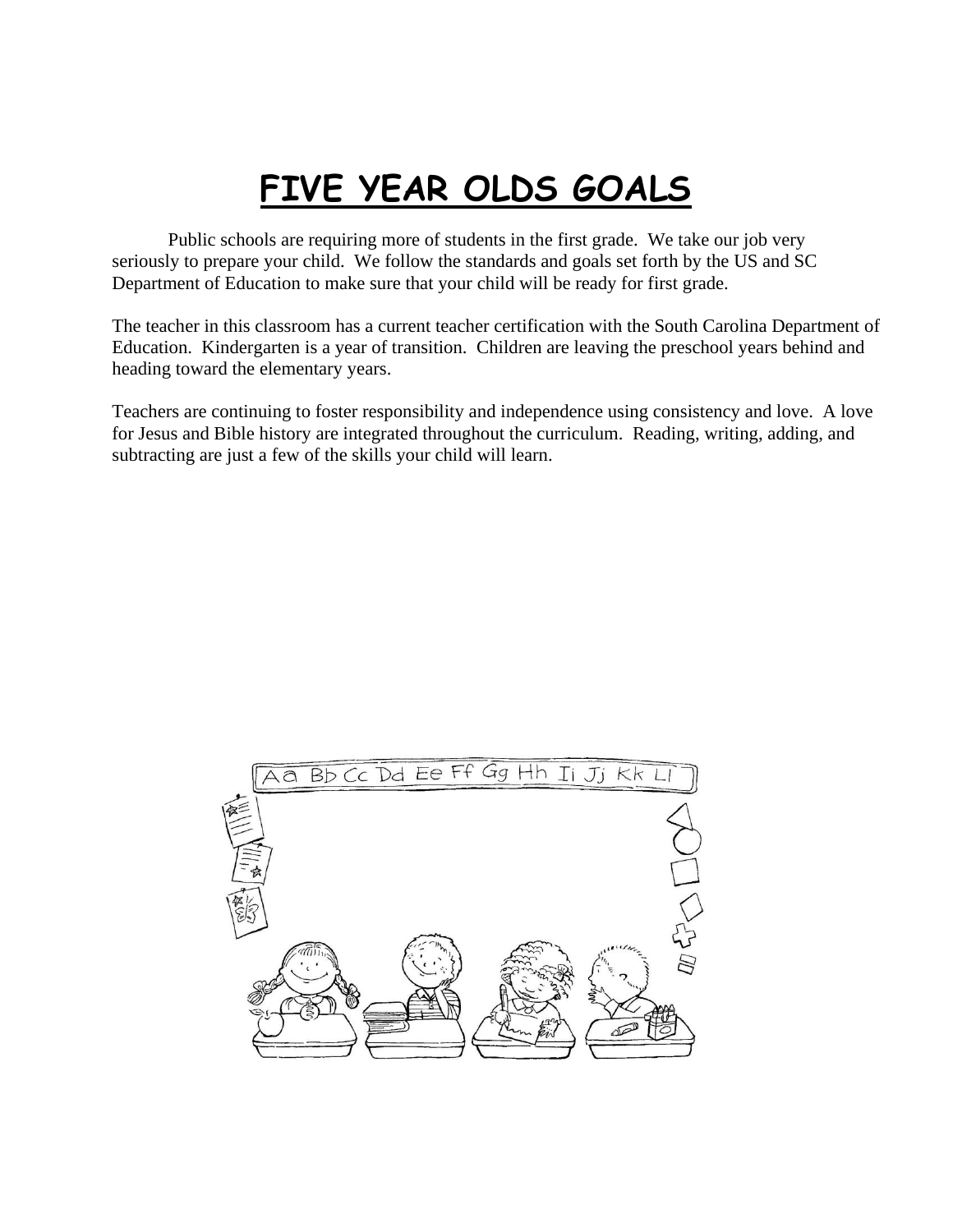# FIVE YEAR OLDS GOALS

Public schools are requiring more of students in the first grade. We take our job very seriously to prepare your child. We follow the standards and goals set forth by the US and SC Department of Education to make sure that your child will be ready for first grade.

The teacher in this classroom has a current teacher certification with the South Carolina Department of Education. Kindergarten is a year of transition. Children are leaving the preschool years behind and heading toward the elementary years.

Teachers are continuing to foster responsibility and independence using consistency and love. A love for Jesus and Bible history are integrated throughout the curriculum. Reading, writing, adding, and subtracting are just a few of the skills your child will learn.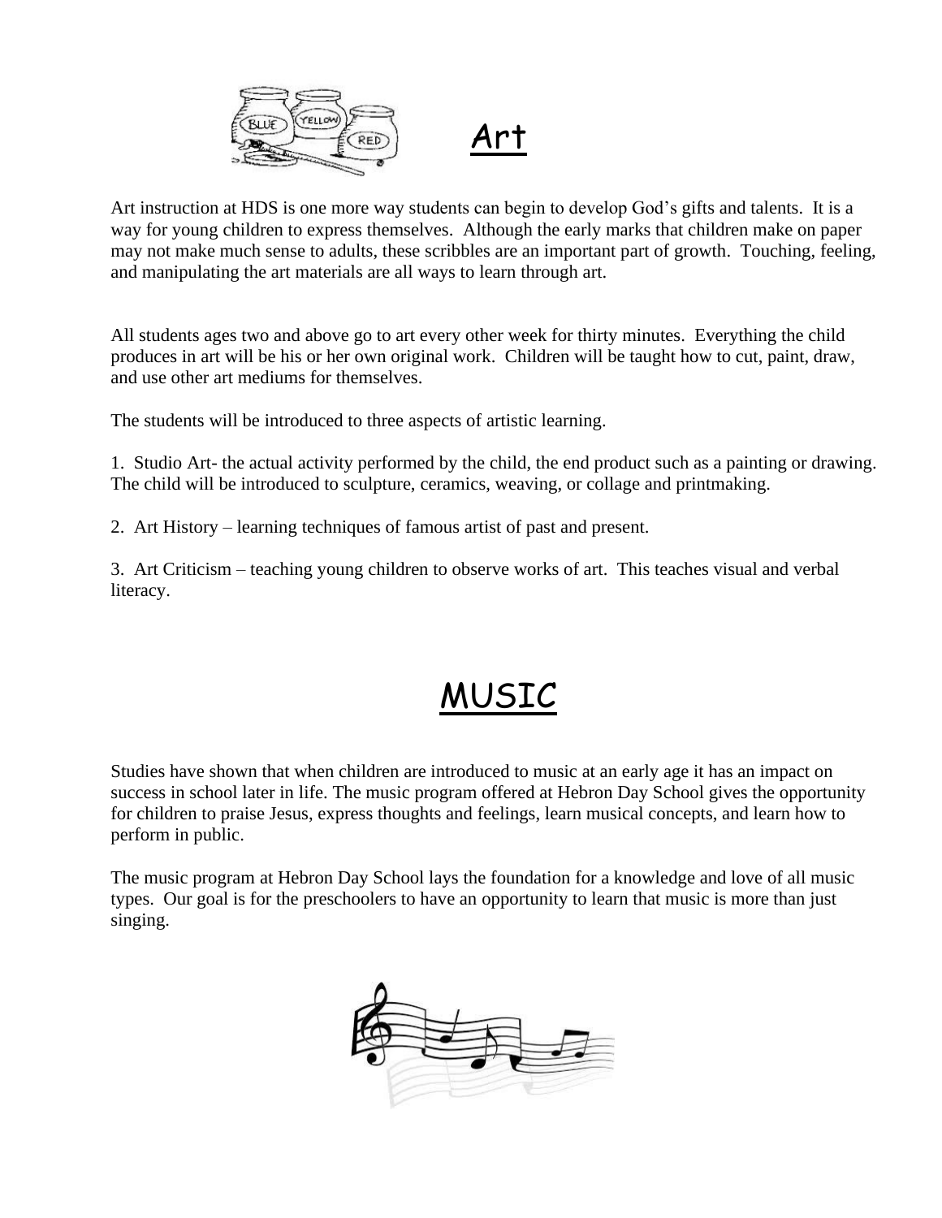# Art

Art instruction at HDS is one more way students can begin to develop God's gifts and talents. It is a way for young children to express themselves. Although the early marks that children make on paper may not make much sense to adults, these scribbles are an important part of growth. Touching, feeling, and manipulating the art materials are all ways to learn through art.

All students ages two and above go to art every other week for thirty minutes. Everything the child produces in art will be his or her own original work. Children will be taught how to cut, paint, draw, and use other art mediums for themselves.

The students will be introduced to three aspects of artistic learning.

1. Studio Art- the actual activity performed by the child, the end product such as a painting or drawing. The child will be introduced to sculpture, ceramics, weaving, or collage and printmaking.

2. Art History – learning techniques of famous artist of past and present.

3. Art Criticism – teaching young children to observe works of art. This teaches visual and verbal literacy.

# MUSIC

Studies have shown that when children are introduced to music at an early age it has an impact on success in school later in life. The music program offered at Hebron Day School gives the opportunity for children to praise Jesus, express thoughts and feelings, learn musical concepts, and learn how to perform in public.

The music program at Hebron Day School lays the foundation for a knowledge and love of all music types. Our goal is for the preschoolers to have an opportunity to learn that music is more than just singing.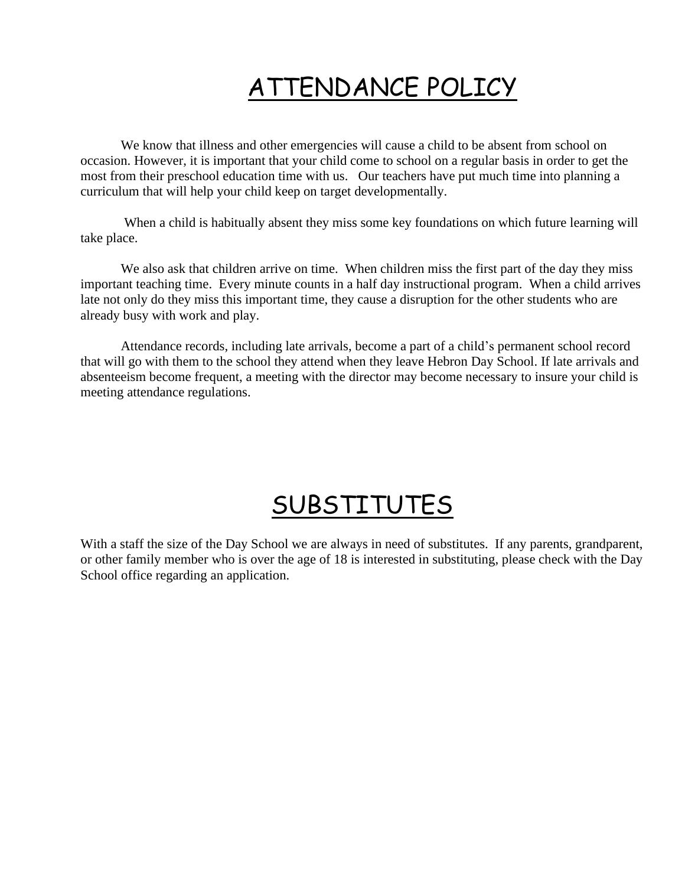# ATTENDANCE POLICY

We know that illness and other emergencies will cause a child to be absent from school on occasion. However, it is important that your child come to school on a regular basis in order to get the most from their preschool education time with us. Our teachers have put much time into planning a curriculum that will help your child keep on target developmentally.

When a child is habitually absent they miss some key foundations on which future learning will take place.

We also ask that children arrive on time. When children miss the first part of the day they miss important teaching time. Every minute counts in a half day instructional program. When a child arrives late not only do they miss this important time, they cause a disruption for the other students who are already busy with work and play.

Attendance records, including late arrivals, become a part of a child's permanent school record that will go with them to the school they attend when they leave Hebron Day School. If late arrivals and absenteeism become frequent, a meeting with the director may become necessary to insure your child is meeting attendance regulations.

# SUBSTITUTES

With a staff the size of the Day School we are always in need of substitutes. If any parents, grandparent, or other family member who is over the age of 18 is interested in substituting, please check with the Day School office regarding an application.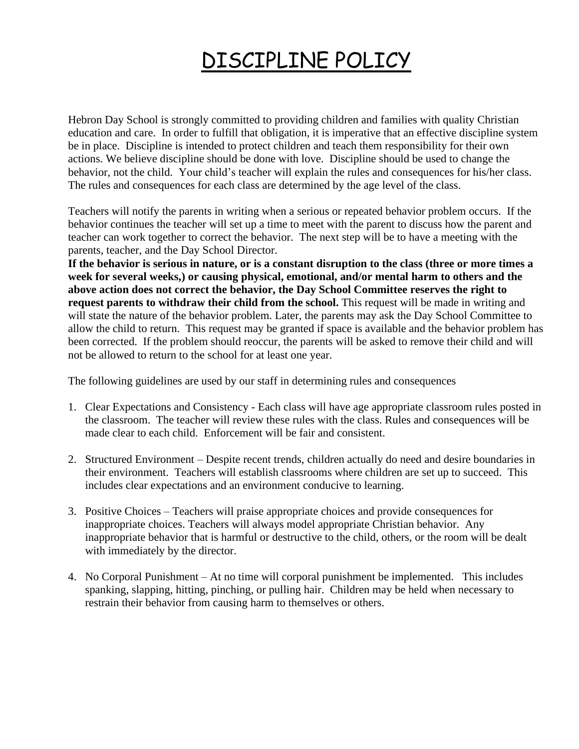# DISCIPLINE POLICY

Hebron Day School is strongly committed to providing children and families with quality Christian education and care. In order to fulfill that obligation, it is imperative that an effective discipline system be in place. Discipline is intended to protect children and teach them responsibility for their own actions. We believe discipline should be done with love. Discipline should be used to change the behavior, not the child. Your child's teacher will explain the rules and consequences for his/her class. The rules and consequences for each class are determined by the age level of the class.

Teachers will notify the parents in writing when a serious or repeated behavior problem occurs. If the behavior continues the teacher will set up a time to meet with the parent to discuss how the parent and teacher can work together to correct the behavior. The next step will be to have a meeting with the parents, teacher, and the Day School Director.

**If the behavior is serious in nature, or is a constant disruption to the class (three or more times a week for several weeks,) or causing physical, emotional, and/or mental harm to others and the above action does not correct the behavior, the Day School Committee reserves the right to request parents to withdraw their child from the school.** This request will be made in writing and will state the nature of the behavior problem. Later, the parents may ask the Day School Committee to allow the child to return. This request may be granted if space is available and the behavior problem has been corrected. If the problem should reoccur, the parents will be asked to remove their child and will not be allowed to return to the school for at least one year.

The following guidelines are used by our staff in determining rules and consequences

1. Clear Expectations and Consistency - Each class will have age appropriate classroom rules posted in the classroom. The teacher will review these rules with the class. Rules and consequences will be made clear to each child. Enforcement will be fair and consistent.

2. Structured Environment – Despite recent trends, children actually do need and desire boundaries in their environment. Teachers will establish classrooms where children are set up to succeed. This includes clear expectations and an environment conducive to learning.

3. Positive Choices – Teachers will praise appropriate choices and provide consequences for inappropriate choices. Teachers will always model appropriate Christian behavior. Any inappropriate behavior that is harmful or destructive to the child, others, or the room will be dealt with immediately by the director.

4. No Corporal Punishment – At no time will corporal punishment be implemented. This includes spanking, slapping, hitting, pinching, or pulling hair. Children may be held when necessary to restrain their behavior from causing harm to themselves or others.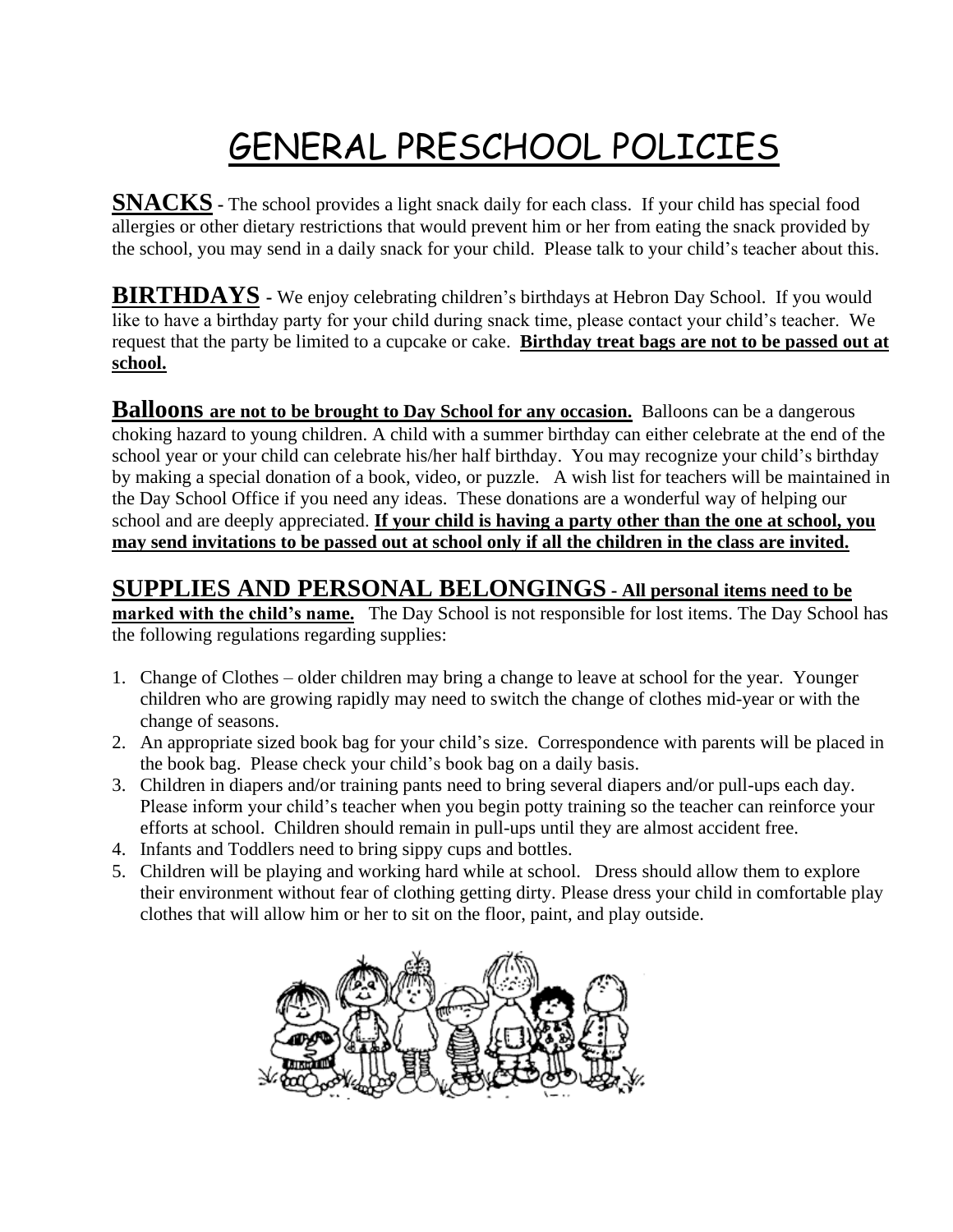# GENERAL PRESCHOOL POLICIES

**SNACKS** - The school provides a light snack daily for each class. If your child has special food allergies or other dietary restrictions that would prevent him or her from eating the snack provided by the school, you may send in a daily snack for your child. Please talk to your child's teacher about this.

**BIRTHDAYS** - We enjoy celebrating children's birthdays at Hebron Day School. If you would like to have a birthday party for your child during snack time, please contact your child's teacher. We request that the party be limited to a cupcake or cake. **Birthday treat bags are not to be passed out at school.**

**Balloons are not to be brought to Day School for any occasion.** Balloons can be a dangerous choking hazard to young children. A child with a summer birthday can either celebrate at the end of the school year or your child can celebrate his/her half birthday. You may recognize your child's birthday by making a special donation of a book, video, or puzzle. A wish list for teachers will be maintained in the Day School Office if you need any ideas. These donations are a wonderful way of helping our school and are deeply appreciated. **If your child is having a party other than the one at school, you may send invitations to be passed out at school only if all the children in the class are invited.**

**SUPPLIES AND PERSONAL BELONGINGS - All personal items need to be marked with the child's name.** The Day School is not responsible for lost items. The Day School has the following regulations regarding supplies:

1. Change of Clothes – older children may bring a change to leave at school for the year. Younger children who are growing rapidly may need to switch the change of clothes mid-year or with the change of seasons.
2. An appropriate sized book bag for your child's size. Correspondence with parents will be placed in the book bag. Please check your child's book bag on a daily basis.
3. Children in diapers and/or training pants need to bring several diapers and/or pull-ups each day. Please inform your child's teacher when you begin potty training so the teacher can reinforce your efforts at school. Children should remain in pull-ups until they are almost accident free.
4. Infants and Toddlers need to bring sippy cups and bottles.
5. Children will be playing and working hard while at school. Dress should allow them to explore their environment without fear of clothing getting dirty. Please dress your child in comfortable play clothes that will allow him or her to sit on the floor, paint, and play outside.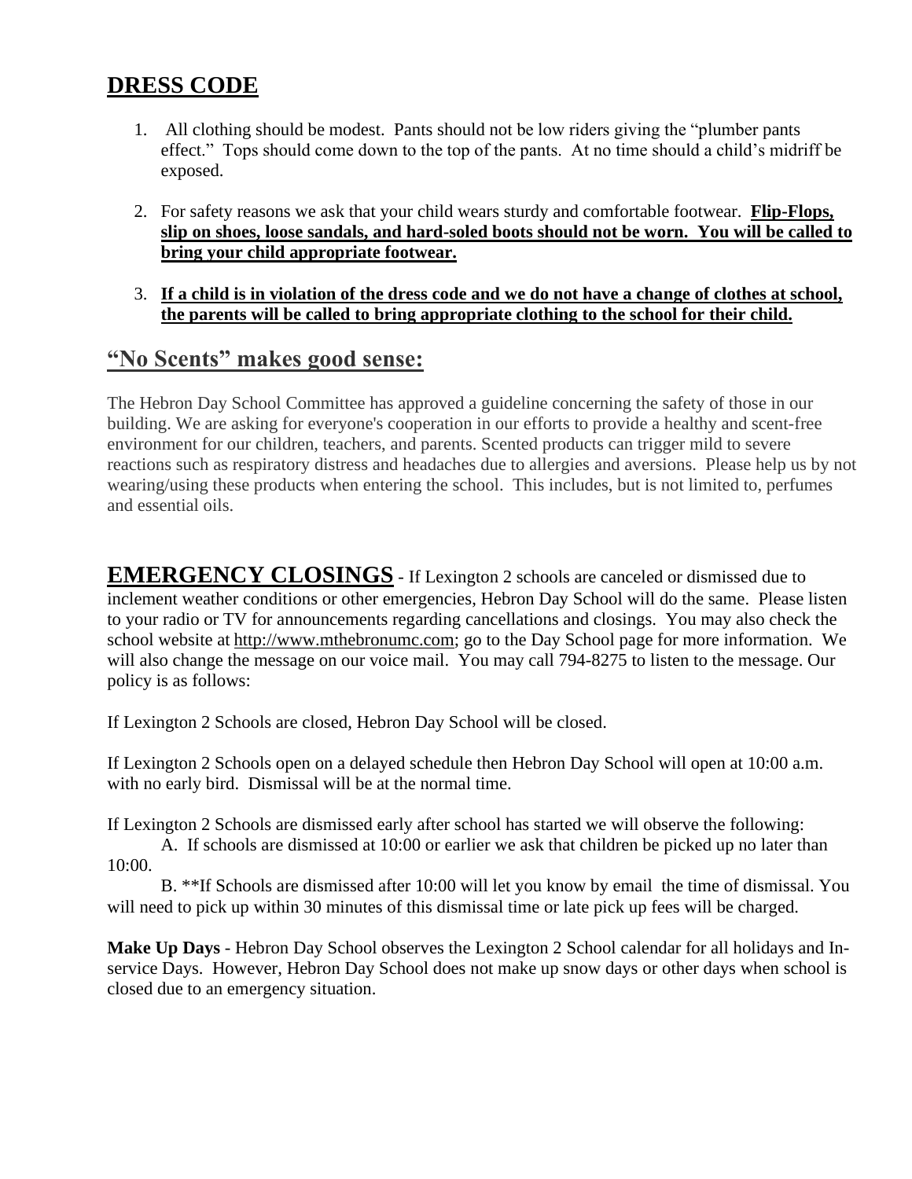## DRESS CODE

1. All clothing should be modest. Pants should not be low riders giving the "plumber pants effect." Tops should come down to the top of the pants. At no time should a child's midriff be exposed.

2. For safety reasons we ask that your child wears sturdy and comfortable footwear. **Flip-Flops, slip on shoes, loose sandals, and hard-soled boots should not be worn. You will be called to bring your child appropriate footwear.**

3. **If a child is in violation of the dress code and we do not have a change of clothes at school, the parents will be called to bring appropriate clothing to the school for their child.**

## "No Scents" makes good sense:

The Hebron Day School Committee has approved a guideline concerning the safety of those in our building. We are asking for everyone's cooperation in our efforts to provide a healthy and scent-free environment for our children, teachers, and parents. Scented products can trigger mild to severe reactions such as respiratory distress and headaches due to allergies and aversions. Please help us by not wearing/using these products when entering the school. This includes, but is not limited to, perfumes and essential oils.

**EMERGENCY CLOSINGS** - If Lexington 2 schools are canceled or dismissed due to inclement weather conditions or other emergencies, Hebron Day School will do the same. Please listen to your radio or TV for announcements regarding cancellations and closings. You may also check the school website at http://www.mthebronumc.com; go to the Day School page for more information. We will also change the message on our voice mail. You may call 794-8275 to listen to the message. Our policy is as follows:

If Lexington 2 Schools are closed, Hebron Day School will be closed.

If Lexington 2 Schools open on a delayed schedule then Hebron Day School will open at 10:00 a.m. with no early bird. Dismissal will be at the normal time.

If Lexington 2 Schools are dismissed early after school has started we will observe the following:

A. If schools are dismissed at 10:00 or earlier we ask that children be picked up no later than 10:00.

B. **If Schools are dismissed after 10:00 will let you know by email the time of dismissal. You will need to pick up within 30 minutes of this dismissal time or late pick up fees will be charged.

**Make Up Days** - Hebron Day School observes the Lexington 2 School calendar for all holidays and In-service Days. However, Hebron Day School does not make up snow days or other days when school is closed due to an emergency situation.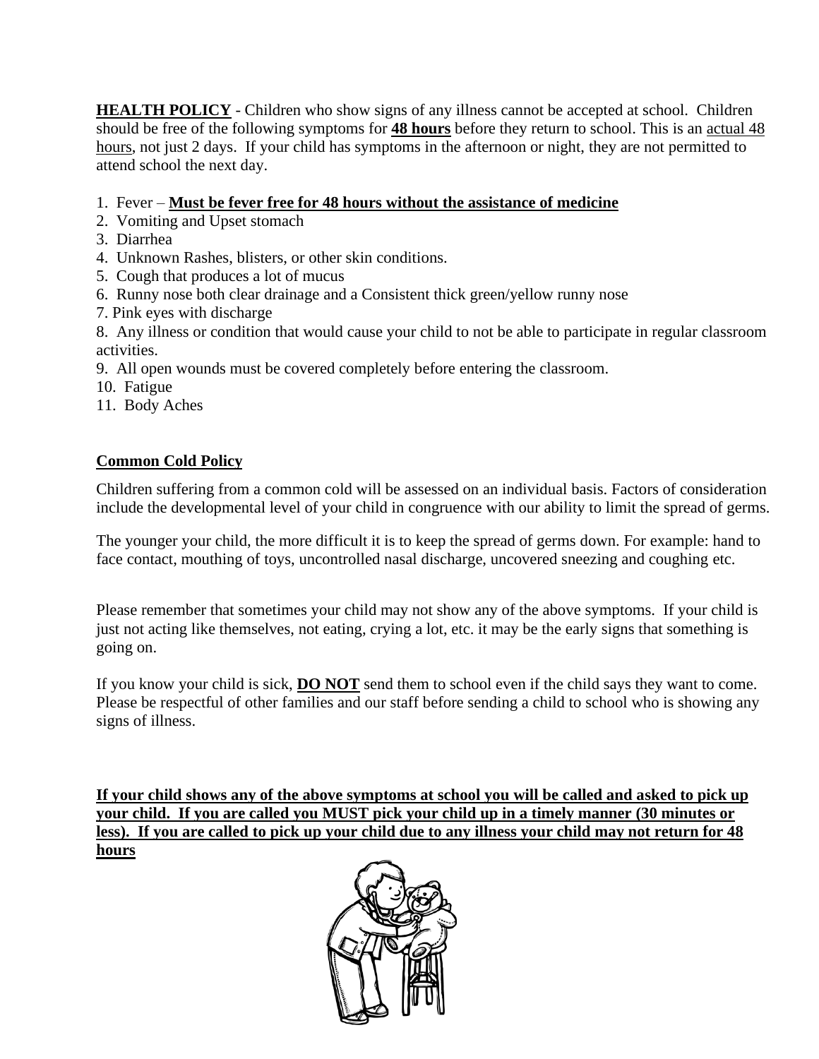**HEALTH POLICY** - Children who show signs of any illness cannot be accepted at school. Children should be free of the following symptoms for **48 hours** before they return to school. This is an actual 48 hours, not just 2 days. If your child has symptoms in the afternoon or night, they are not permitted to attend school the next day.

1. Fever – **Must be fever free for 48 hours without the assistance of medicine**
2. Vomiting and Upset stomach
3. Diarrhea
4. Unknown Rashes, blisters, or other skin conditions.
5. Cough that produces a lot of mucus
6. Runny nose both clear drainage and a Consistent thick green/yellow runny nose
7. Pink eyes with discharge
8. Any illness or condition that would cause your child to not be able to participate in regular classroom activities.
9. All open wounds must be covered completely before entering the classroom.
10. Fatigue
11. Body Aches

## Common Cold Policy

Children suffering from a common cold will be assessed on an individual basis. Factors of consideration include the developmental level of your child in congruence with our ability to limit the spread of germs.

The younger your child, the more difficult it is to keep the spread of germs down. For example: hand to face contact, mouthing of toys, uncontrolled nasal discharge, uncovered sneezing and coughing etc.

Please remember that sometimes your child may not show any of the above symptoms. If your child is just not acting like themselves, not eating, crying a lot, etc. it may be the early signs that something is going on.

If you know your child is sick, **DO NOT** send them to school even if the child says they want to come. Please be respectful of other families and our staff before sending a child to school who is showing any signs of illness.

**If your child shows any of the above symptoms at school you will be called and asked to pick up your child. If you are called you MUST pick your child up in a timely manner (30 minutes or less). If you are called to pick up your child due to any illness your child may not return for 48 hours**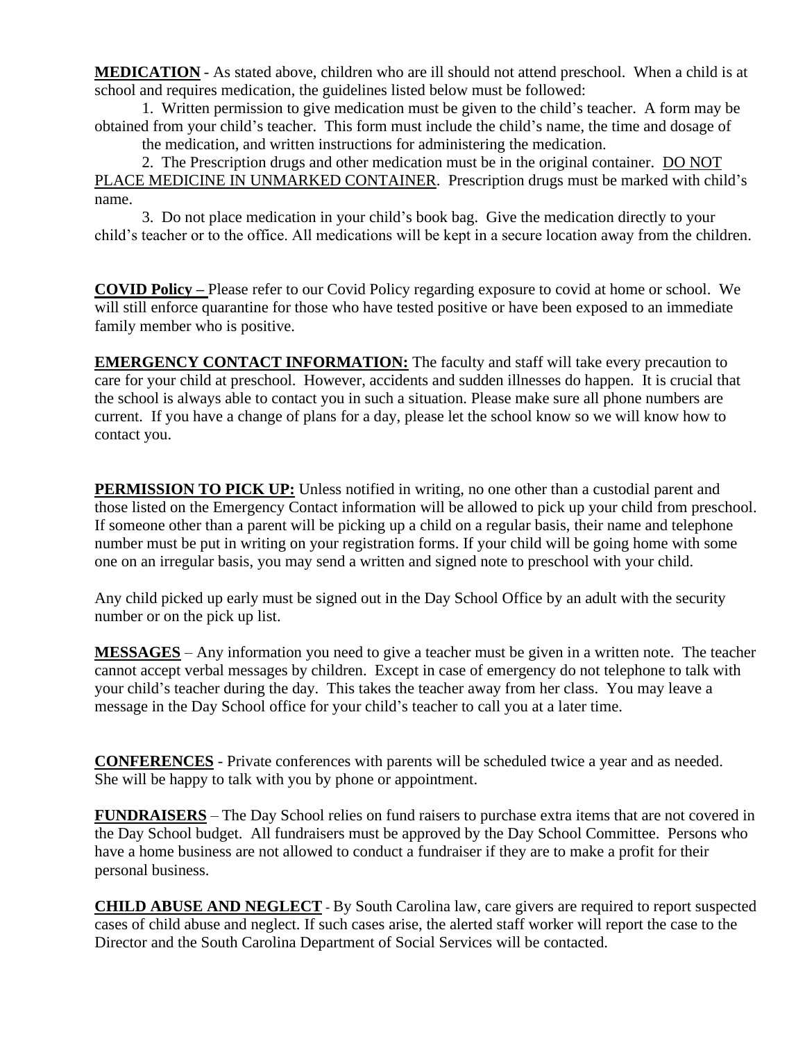**MEDICATION** - As stated above, children who are ill should not attend preschool. When a child is at school and requires medication, the guidelines listed below must be followed:

1. Written permission to give medication must be given to the child's teacher. A form may be obtained from your child's teacher. This form must include the child's name, the time and dosage of the medication, and written instructions for administering the medication.
2. The Prescription drugs and other medication must be in the original container. <u>DO NOT PLACE MEDICINE IN UNMARKED CONTAINER</u>. Prescription drugs must be marked with child's name.
3. Do not place medication in your child's book bag. Give the medication directly to your child's teacher or to the office. All medications will be kept in a secure location away from the children.

**COVID Policy –** Please refer to our Covid Policy regarding exposure to covid at home or school. We will still enforce quarantine for those who have tested positive or have been exposed to an immediate family member who is positive.

**EMERGENCY CONTACT INFORMATION:** The faculty and staff will take every precaution to care for your child at preschool. However, accidents and sudden illnesses do happen. It is crucial that the school is always able to contact you in such a situation. Please make sure all phone numbers are current. If you have a change of plans for a day, please let the school know so we will know how to contact you.

**PERMISSION TO PICK UP:** Unless notified in writing, no one other than a custodial parent and those listed on the Emergency Contact information will be allowed to pick up your child from preschool. If someone other than a parent will be picking up a child on a regular basis, their name and telephone number must be put in writing on your registration forms. If your child will be going home with some one on an irregular basis, you may send a written and signed note to preschool with your child.

Any child picked up early must be signed out in the Day School Office by an adult with the security number or on the pick up list.

**MESSAGES** – Any information you need to give a teacher must be given in a written note. The teacher cannot accept verbal messages by children. Except in case of emergency do not telephone to talk with your child's teacher during the day. This takes the teacher away from her class. You may leave a message in the Day School office for your child's teacher to call you at a later time.

**CONFERENCES** - Private conferences with parents will be scheduled twice a year and as needed. She will be happy to talk with you by phone or appointment.

**FUNDRAISERS** – The Day School relies on fund raisers to purchase extra items that are not covered in the Day School budget. All fundraisers must be approved by the Day School Committee. Persons who have a home business are not allowed to conduct a fundraiser if they are to make a profit for their personal business.

**CHILD ABUSE AND NEGLECT** - By South Carolina law, care givers are required to report suspected cases of child abuse and neglect. If such cases arise, the alerted staff worker will report the case to the Director and the South Carolina Department of Social Services will be contacted.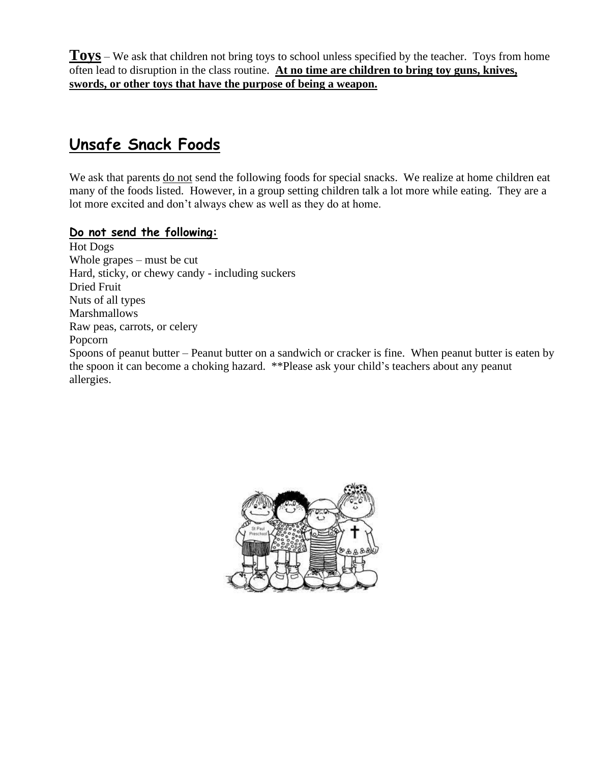**Toys** – We ask that children not bring toys to school unless specified by the teacher. Toys from home often lead to disruption in the class routine. **At no time are children to bring toy guns, knives, swords, or other toys that have the purpose of being a weapon.**

## Unsafe Snack Foods

We ask that parents do not send the following foods for special snacks. We realize at home children eat many of the foods listed. However, in a group setting children talk a lot more while eating. They are a lot more excited and don't always chew as well as they do at home.

### Do not send the following:

Hot Dogs
Whole grapes – must be cut
Hard, sticky, or chewy candy - including suckers
Dried Fruit
Nuts of all types
Marshmallows
Raw peas, carrots, or celery
Popcorn
Spoons of peanut butter – Peanut butter on a sandwich or cracker is fine. When peanut butter is eaten by the spoon it can become a choking hazard. **Please ask your child's teachers about any peanut allergies.